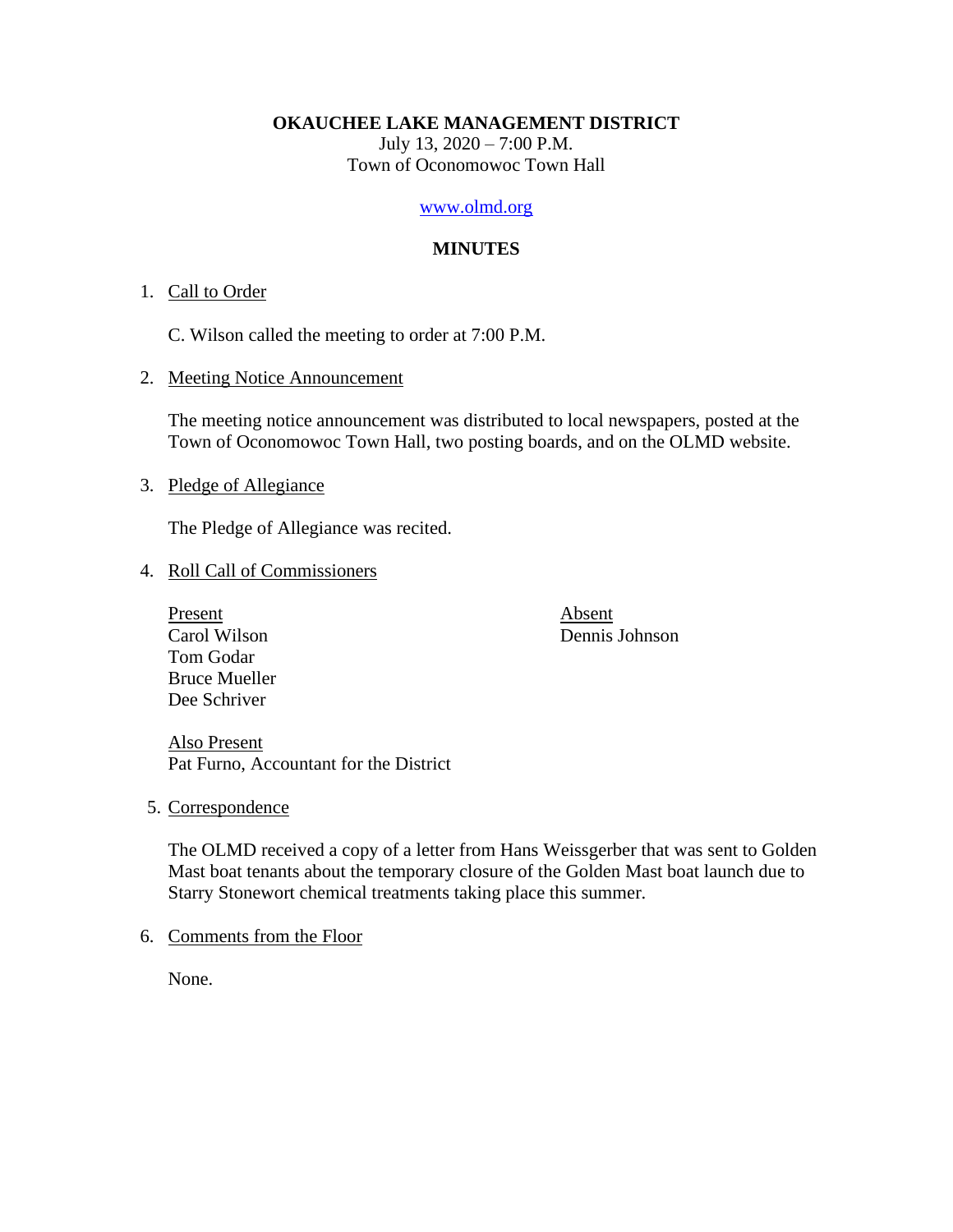**OKAUCHEE LAKE MANAGEMENT DISTRICT**

July 13, 2020 – 7:00 P.M.

Town of Oconomowoc Town Hall

www.olmd.org

**MINUTES**

1. Call to Order

   C. Wilson called the meeting to order at 7:00 P.M.

2. Meeting Notice Announcement

   The meeting notice announcement was distributed to local newspapers, posted at the Town of Oconomowoc Town Hall, two posting boards, and on the OLMD website.

3. Pledge of Allegiance

   The Pledge of Allegiance was recited.

4. Roll Call of Commissioners

   | Present | Absent |
   |---|---|
   | Carol Wilson | Dennis Johnson |
   | Tom Godar | |
   | Bruce Mueller | |
   | Dee Schriver | |

   Also Present
   Pat Furno, Accountant for the District

5. Correspondence

   The OLMD received a copy of a letter from Hans Weissgerber that was sent to Golden Mast boat tenants about the temporary closure of the Golden Mast boat launch due to Starry Stonewort chemical treatments taking place this summer.

6. Comments from the Floor

   None.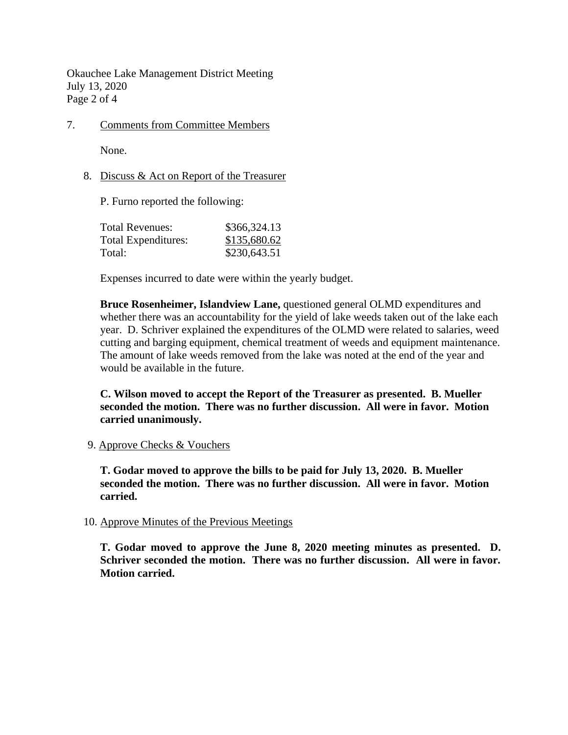7. Comments from Committee Members

None.

8. Discuss & Act on Report of the Treasurer

P. Furno reported the following:

| | |
|---|---|
| Total Revenues: | $366,324.13 |
| Total Expenditures: | $135,680.62 |
| Total: | $230,643.51 |

Expenses incurred to date were within the yearly budget.

**Bruce Rosenheimer, Islandview Lane,** questioned general OLMD expenditures and whether there was an accountability for the yield of lake weeds taken out of the lake each year. D. Schriver explained the expenditures of the OLMD were related to salaries, weed cutting and barging equipment, chemical treatment of weeds and equipment maintenance. The amount of lake weeds removed from the lake was noted at the end of the year and would be available in the future.

**C. Wilson moved to accept the Report of the Treasurer as presented. B. Mueller seconded the motion. There was no further discussion. All were in favor. Motion carried unanimously.**

9. Approve Checks & Vouchers

**T. Godar moved to approve the bills to be paid for July 13, 2020. B. Mueller seconded the motion. There was no further discussion. All were in favor. Motion carried.**

10. Approve Minutes of the Previous Meetings

**T. Godar moved to approve the June 8, 2020 meeting minutes as presented. D. Schriver seconded the motion. There was no further discussion. All were in favor. Motion carried.**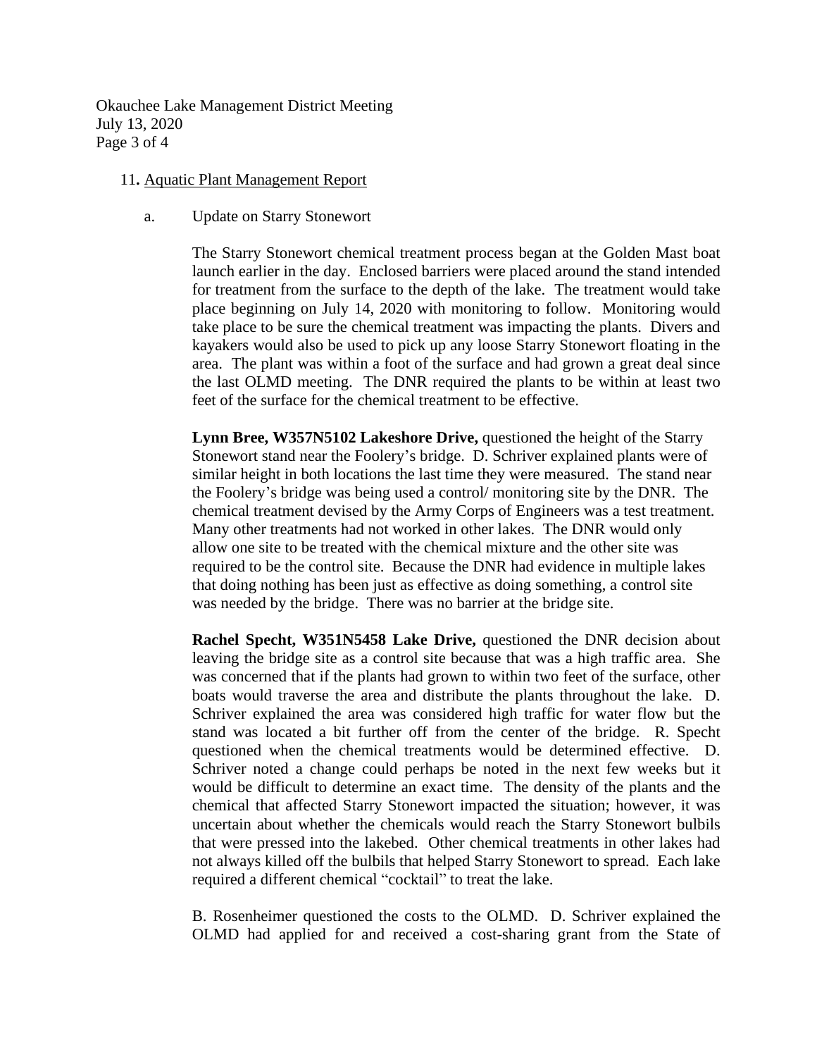11. Aquatic Plant Management Report

a. Update on Starry Stonewort

The Starry Stonewort chemical treatment process began at the Golden Mast boat launch earlier in the day. Enclosed barriers were placed around the stand intended for treatment from the surface to the depth of the lake. The treatment would take place beginning on July 14, 2020 with monitoring to follow. Monitoring would take place to be sure the chemical treatment was impacting the plants. Divers and kayakers would also be used to pick up any loose Starry Stonewort floating in the area. The plant was within a foot of the surface and had grown a great deal since the last OLMD meeting. The DNR required the plants to be within at least two feet of the surface for the chemical treatment to be effective.

**Lynn Bree, W357N5102 Lakeshore Drive,** questioned the height of the Starry Stonewort stand near the Foolery's bridge. D. Schriver explained plants were of similar height in both locations the last time they were measured. The stand near the Foolery's bridge was being used a control/ monitoring site by the DNR. The chemical treatment devised by the Army Corps of Engineers was a test treatment. Many other treatments had not worked in other lakes. The DNR would only allow one site to be treated with the chemical mixture and the other site was required to be the control site. Because the DNR had evidence in multiple lakes that doing nothing has been just as effective as doing something, a control site was needed by the bridge. There was no barrier at the bridge site.

**Rachel Specht, W351N5458 Lake Drive,** questioned the DNR decision about leaving the bridge site as a control site because that was a high traffic area. She was concerned that if the plants had grown to within two feet of the surface, other boats would traverse the area and distribute the plants throughout the lake. D. Schriver explained the area was considered high traffic for water flow but the stand was located a bit further off from the center of the bridge. R. Specht questioned when the chemical treatments would be determined effective. D. Schriver noted a change could perhaps be noted in the next few weeks but it would be difficult to determine an exact time. The density of the plants and the chemical that affected Starry Stonewort impacted the situation; however, it was uncertain about whether the chemicals would reach the Starry Stonewort bulbils that were pressed into the lakebed. Other chemical treatments in other lakes had not always killed off the bulbils that helped Starry Stonewort to spread. Each lake required a different chemical "cocktail" to treat the lake.

B. Rosenheimer questioned the costs to the OLMD. D. Schriver explained the OLMD had applied for and received a cost-sharing grant from the State of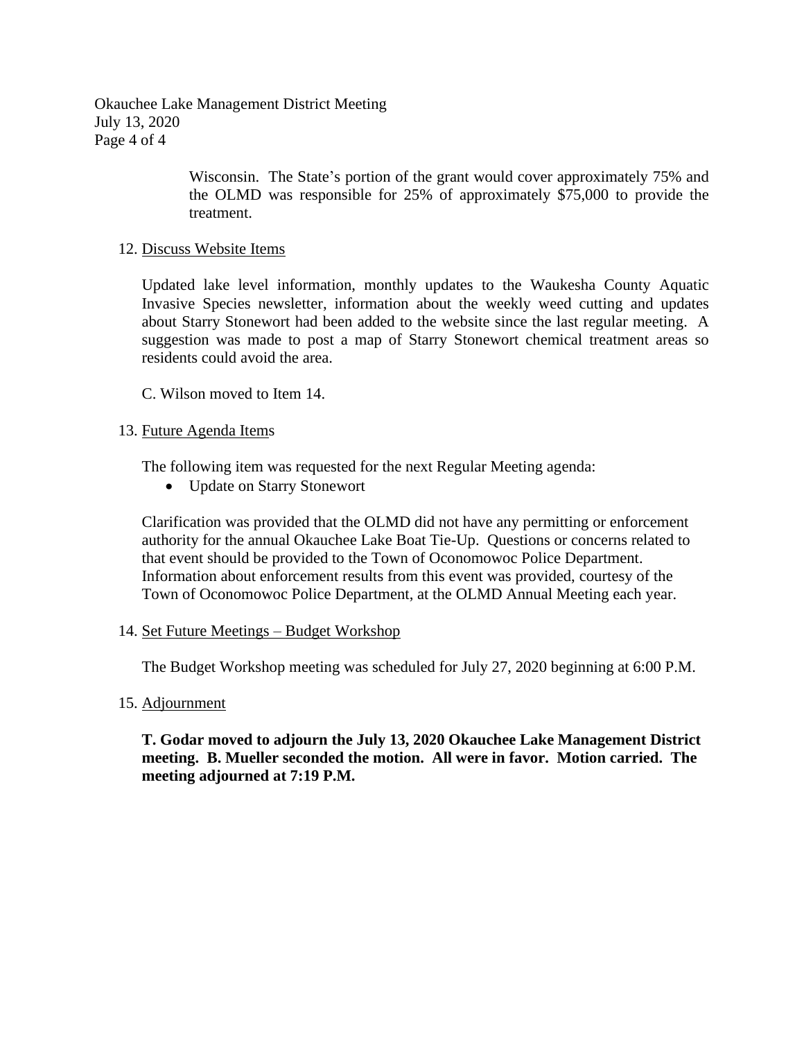Wisconsin. The State's portion of the grant would cover approximately 75% and the OLMD was responsible for 25% of approximately $75,000 to provide the treatment.

12. Discuss Website Items

    Updated lake level information, monthly updates to the Waukesha County Aquatic Invasive Species newsletter, information about the weekly weed cutting and updates about Starry Stonewort had been added to the website since the last regular meeting. A suggestion was made to post a map of Starry Stonewort chemical treatment areas so residents could avoid the area.

    C. Wilson moved to Item 14.

13. Future Agenda Items

    The following item was requested for the next Regular Meeting agenda:

    - Update on Starry Stonewort

    Clarification was provided that the OLMD did not have any permitting or enforcement authority for the annual Okauchee Lake Boat Tie-Up. Questions or concerns related to that event should be provided to the Town of Oconomowoc Police Department. Information about enforcement results from this event was provided, courtesy of the Town of Oconomowoc Police Department, at the OLMD Annual Meeting each year.

14. Set Future Meetings – Budget Workshop

    The Budget Workshop meeting was scheduled for July 27, 2020 beginning at 6:00 P.M.

15. Adjournment

    **T. Godar moved to adjourn the July 13, 2020 Okauchee Lake Management District meeting. B. Mueller seconded the motion. All were in favor. Motion carried. The meeting adjourned at 7:19 P.M.**